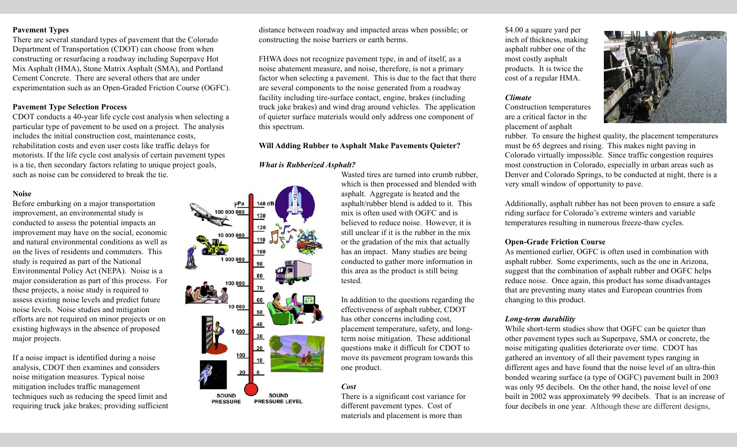**Pavement Types**

There are several standard types of pavement that the Colorado Department of Transportation (CDOT) can choose from when constructing or resurfacing a roadway including Superpave Hot Mix Asphalt (HMA), Stone Matrix Asphalt (SMA), and Portland Cement Concrete. There are several others that are under experimentation such as an Open-Graded Friction Course (OGFC).

**Pavement Type Selection Process**

CDOT conducts a 40-year life cycle cost analysis when selecting a particular type of pavement to be used on a project. The analysis includes the initial construction cost, maintenance costs, rehabilitation costs and even user costs like traffic delays for motorists. If the life cycle cost analysis of certain pavement types is a tie, then secondary factors relating to unique project goals, such as noise can be considered to break the tie.

**Noise**

Before embarking on a major transportation improvement, an environmental study is conducted to assess the potential impacts an improvement may have on the social, economic and natural environmental conditions as well as on the lives of residents and commuters. This study is required as part of the National Environmental Policy Act (NEPA). Noise is a major consideration as part of this process. For these projects, a noise study is required to assess existing noise levels and predict future noise levels. Noise studies and mitigation efforts are not required on minor projects or on existing highways in the absence of proposed major projects.

If a noise impact is identified during a noise analysis, CDOT then examines and considers noise mitigation measures. Typical noise mitigation includes traffic management techniques such as reducing the speed limit and requiring truck jake brakes; providing sufficient distance between roadway and impacted areas when possible; or constructing the noise barriers or earth berms.

FHWA does not recognize pavement type, in and of itself, as a noise abatement measure, and noise, therefore, is not a primary factor when selecting a pavement. This is due to the fact that there are several components to the noise generated from a roadway facility including tire-surface contact, engine, brakes (including truck jake brakes) and wind drag around vehicles. The application of quieter surface materials would only address one component of this spectrum.

**Will Adding Rubber to Asphalt Make Pavements Quieter?**

***What is Rubberized Asphalt?***

Wasted tires are turned into crumb rubber, which is then processed and blended with asphalt. Aggregate is heated and the asphalt/rubber blend is added to it. This mix is often used with OGFC and is believed to reduce noise. However, it is still unclear if it is the rubber in the mix or the gradation of the mix that actually has an impact. Many studies are being conducted to gather more information in this area as the product is still being tested.

In addition to the questions regarding the effectiveness of asphalt rubber, CDOT has other concerns including cost, placement temperature, safety, and long-term noise mitigation. These additional questions make it difficult for CDOT to move its pavement program towards this one product.

***Cost***

There is a significant cost variance for different pavement types. Cost of materials and placement is more than $4.00 a square yard per inch of thickness, making asphalt rubber one of the most costly asphalt products. It is twice the cost of a regular HMA.

***Climate***

Construction temperatures are a critical factor in the placement of asphalt rubber. To ensure the highest quality, the placement temperatures must be 65 degrees and rising. This makes night paving in Colorado virtually impossible. Since traffic congestion requires most construction in Colorado, especially in urban areas such as Denver and Colorado Springs, to be conducted at night, there is a very small window of opportunity to pave.

Additionally, asphalt rubber has not been proven to ensure a safe riding surface for Colorado's extreme winters and variable temperatures resulting in numerous freeze-thaw cycles.

**Open-Grade Friction Course**

As mentioned earlier, OGFC is often used in combination with asphalt rubber. Some experiments, such as the one in Arizona, suggest that the combination of asphalt rubber and OGFC helps reduce noise. Once again, this product has some disadvantages that are preventing many states and European countries from changing to this product.

***Long-term durability***

While short-term studies show that OGFC can be quieter than other pavement types such as Superpave, SMA or concrete, the noise mitigating qualities deteriorate over time. CDOT has gathered an inventory of all their pavement types ranging in different ages and have found that the noise level of an ultra-thin bonded wearing surface (a type of OGFC) pavement built in 2003 was only 95 decibels. On the other hand, the noise level of one built in 2002 was approximately 99 decibels. That is an increase of four decibels in one year. Although these are different designs,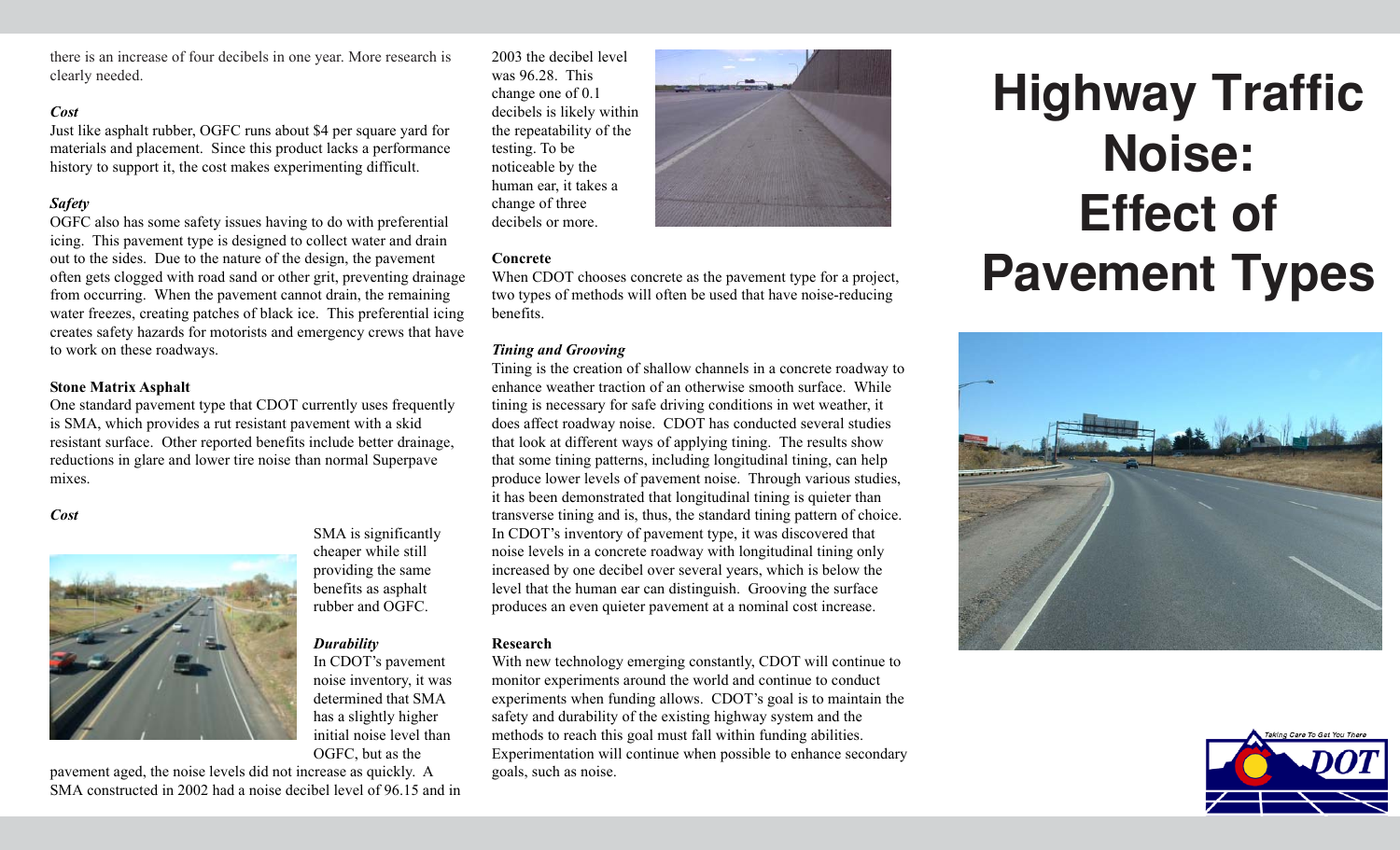there is an increase of four decibels in one year. More research is clearly needed.

*Cost*

Just like asphalt rubber, OGFC runs about $4 per square yard for materials and placement. Since this product lacks a performance history to support it, the cost makes experimenting difficult.

*Safety*

OGFC also has some safety issues having to do with preferential icing. This pavement type is designed to collect water and drain out to the sides. Due to the nature of the design, the pavement often gets clogged with road sand or other grit, preventing drainage from occurring. When the pavement cannot drain, the remaining water freezes, creating patches of black ice. This preferential icing creates safety hazards for motorists and emergency crews that have to work on these roadways.

**Stone Matrix Asphalt**

One standard pavement type that CDOT currently uses frequently is SMA, which provides a rut resistant pavement with a skid resistant surface. Other reported benefits include better drainage, reductions in glare and lower tire noise than normal Superpave mixes.

*Cost*

SMA is significantly cheaper while still providing the same benefits as asphalt rubber and OGFC.

*Durability*

In CDOT's pavement noise inventory, it was determined that SMA has a slightly higher initial noise level than OGFC, but as the pavement aged, the noise levels did not increase as quickly. A SMA constructed in 2002 had a noise decibel level of 96.15 and in 2003 the decibel level was 96.28. This change one of 0.1 decibels is likely within the repeatability of the testing. To be noticeable by the human ear, it takes a change of three decibels or more.

**Concrete**

When CDOT chooses concrete as the pavement type for a project, two types of methods will often be used that have noise-reducing benefits.

***Tining and Grooving***

Tining is the creation of shallow channels in a concrete roadway to enhance weather traction of an otherwise smooth surface. While tining is necessary for safe driving conditions in wet weather, it does affect roadway noise. CDOT has conducted several studies that look at different ways of applying tining. The results show that some tining patterns, including longitudinal tining, can help produce lower levels of pavement noise. Through various studies, it has been demonstrated that longitudinal tining is quieter than transverse tining and is, thus, the standard tining pattern of choice. In CDOT's inventory of pavement type, it was discovered that noise levels in a concrete roadway with longitudinal tining only increased by one decibel over several years, which is below the level that the human ear can distinguish. Grooving the surface produces an even quieter pavement at a nominal cost increase.

**Research**

With new technology emerging constantly, CDOT will continue to monitor experiments around the world and continue to conduct experiments when funding allows. CDOT's goal is to maintain the safety and durability of the existing highway system and the methods to reach this goal must fall within funding abilities. Experimentation will continue when possible to enhance secondary goals, such as noise.

# Highway Traffic Noise: Effect of Pavement Types

Taking Care To Get You There

DOT